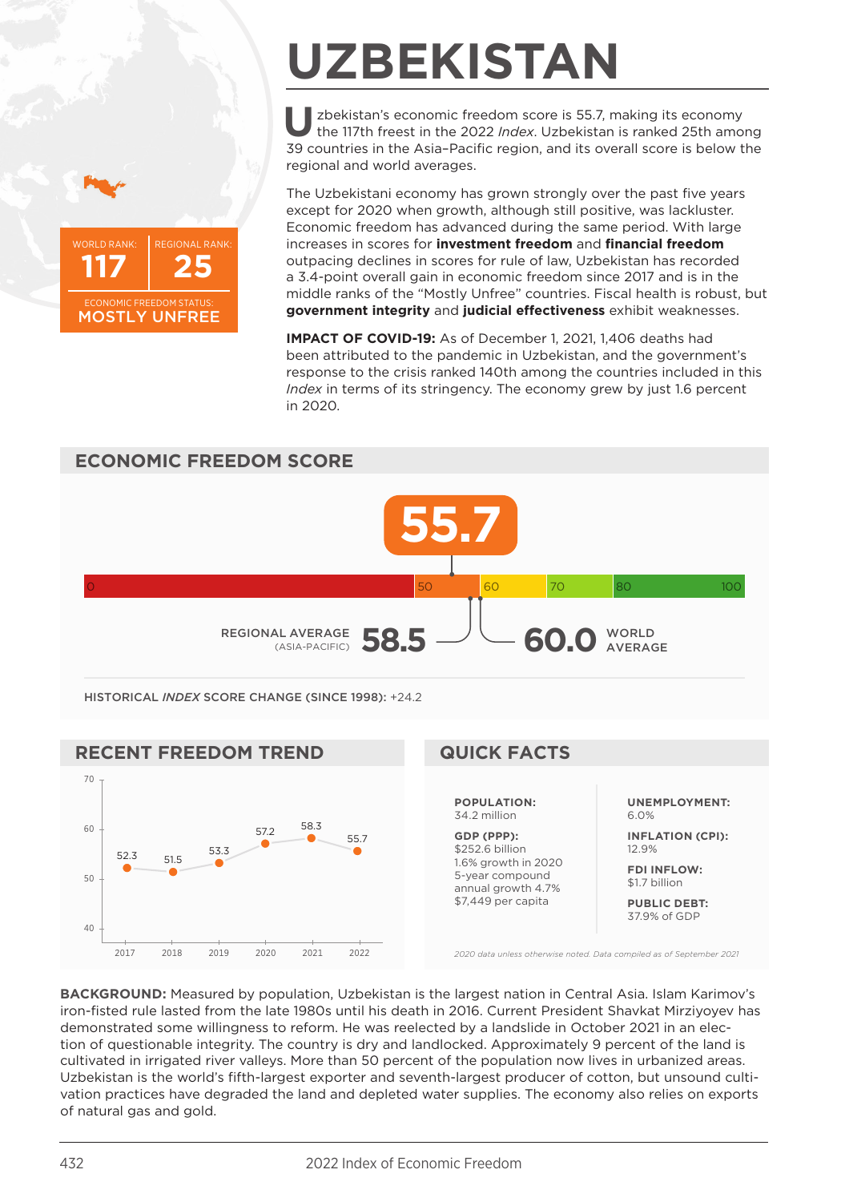# UZBEKISTAN

WORLD RANK: **117** | REGIONAL RANK: **25**

ECONOMIC FREEDOM STATUS: **MOSTLY UNFREE**

Uzbekistan's economic freedom score is 55.7, making its economy the 117th freest in the 2022 *Index*. Uzbekistan is ranked 25th among 39 countries in the Asia–Pacific region, and its overall score is below the regional and world averages.

The Uzbekistani economy has grown strongly over the past five years except for 2020 when growth, although still positive, was lackluster. Economic freedom has advanced during the same period. With large increases in scores for **investment freedom** and **financial freedom** outpacing declines in scores for rule of law, Uzbekistan has recorded a 3.4-point overall gain in economic freedom since 2017 and is in the middle ranks of the "Mostly Unfree" countries. Fiscal health is robust, but **government integrity** and **judicial effectiveness** exhibit weaknesses.

**IMPACT OF COVID-19:** As of December 1, 2021, 1,406 deaths had been attributed to the pandemic in Uzbekistan, and the government's response to the crisis ranked 140th among the countries included in this *Index* in terms of its stringency. The economy grew by just 1.6 percent in 2020.

## ECONOMIC FREEDOM SCORE

**55.7**

REGIONAL AVERAGE (ASIA-PACIFIC): **58.5**

WORLD AVERAGE: **60.0**

HISTORICAL *INDEX* SCORE CHANGE (SINCE 1998): +24.2

## RECENT FREEDOM TREND

| Year | 2017 | 2018 | 2019 | 2020 | 2021 | 2022 |
|---|---|---|---|---|---|---|
| Score | 52.3 | 51.5 | 53.3 | 57.2 | 58.3 | 55.7 |

## QUICK FACTS

**POPULATION:**
34.2 million

**GDP (PPP):**
$252.6 billion
1.6% growth in 2020
5-year compound annual growth 4.7%
$7,449 per capita

**UNEMPLOYMENT:**
6.0%

**INFLATION (CPI):**
12.9%

**FDI INFLOW:**
$1.7 billion

**PUBLIC DEBT:**
37.9% of GDP

*2020 data unless otherwise noted. Data compiled as of September 2021*

**BACKGROUND:** Measured by population, Uzbekistan is the largest nation in Central Asia. Islam Karimov's iron-fisted rule lasted from the late 1980s until his death in 2016. Current President Shavkat Mirziyoyev has demonstrated some willingness to reform. He was reelected by a landslide in October 2021 in an election of questionable integrity. The country is dry and landlocked. Approximately 9 percent of the land is cultivated in irrigated river valleys. More than 50 percent of the population now lives in urbanized areas. Uzbekistan is the world's fifth-largest exporter and seventh-largest producer of cotton, but unsound cultivation practices have degraded the land and depleted water supplies. The economy also relies on exports of natural gas and gold.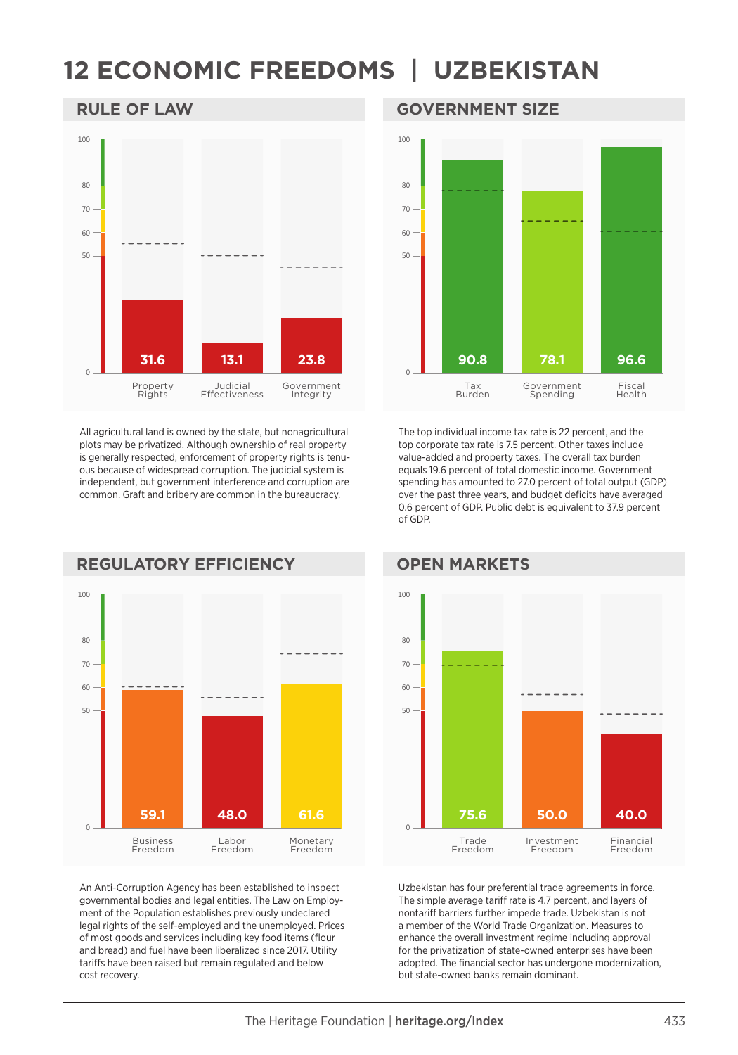# 12 ECONOMIC FREEDOMS | UZBEKISTAN

## RULE OF LAW

100
80
70
60
50
0

31.6
Property Rights

13.1
Judicial Effectiveness

23.8
Government Integrity

All agricultural land is owned by the state, but nonagricultural plots may be privatized. Although ownership of real property is generally respected, enforcement of property rights is tenuous because of widespread corruption. The judicial system is independent, but government interference and corruption are common. Graft and bribery are common in the bureaucracy.

## GOVERNMENT SIZE

100
80
70
60
50
0

90.8
Tax Burden

78.1
Government Spending

96.6
Fiscal Health

The top individual income tax rate is 22 percent, and the top corporate tax rate is 7.5 percent. Other taxes include value-added and property taxes. The overall tax burden equals 19.6 percent of total domestic income. Government spending has amounted to 27.0 percent of total output (GDP) over the past three years, and budget deficits have averaged 0.6 percent of GDP. Public debt is equivalent to 37.9 percent of GDP.

## REGULATORY EFFICIENCY

100
80
70
60
50
0

59.1
Business Freedom

48.0
Labor Freedom

61.6
Monetary Freedom

An Anti-Corruption Agency has been established to inspect governmental bodies and legal entities. The Law on Employment of the Population establishes previously undeclared legal rights of the self-employed and the unemployed. Prices of most goods and services including key food items (flour and bread) and fuel have been liberalized since 2017. Utility tariffs have been raised but remain regulated and below cost recovery.

## OPEN MARKETS

100
80
70
60
50
0

75.6
Trade Freedom

50.0
Investment Freedom

40.0
Financial Freedom

Uzbekistan has four preferential trade agreements in force. The simple average tariff rate is 4.7 percent, and layers of nontariff barriers further impede trade. Uzbekistan is not a member of the World Trade Organization. Measures to enhance the overall investment regime including approval for the privatization of state-owned enterprises have been adopted. The financial sector has undergone modernization, but state-owned banks remain dominant.